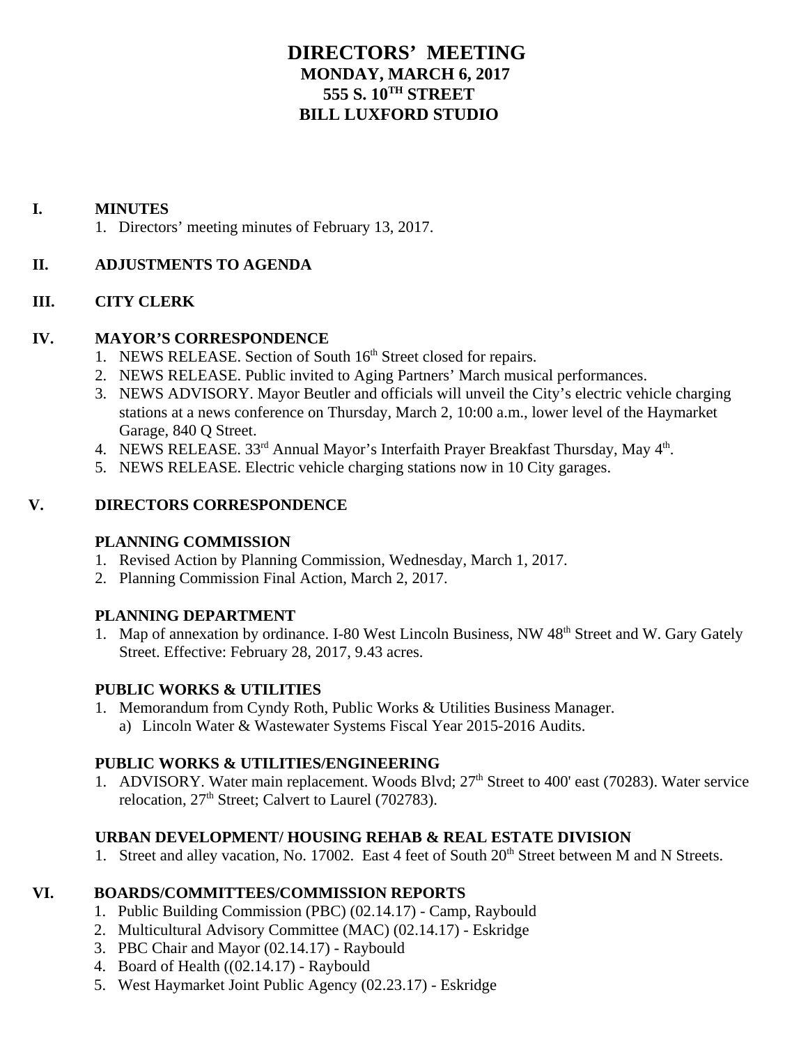# DIRECTORS' MEETING
## MONDAY, MARCH 6, 2017
## 555 S. 10TH STREET
## BILL LUXFORD STUDIO

**I. MINUTES**

1. Directors' meeting minutes of February 13, 2017.

**II. ADJUSTMENTS TO AGENDA**

**III. CITY CLERK**

**IV. MAYOR'S CORRESPONDENCE**

1. NEWS RELEASE. Section of South 16th Street closed for repairs.
2. NEWS RELEASE. Public invited to Aging Partners' March musical performances.
3. NEWS ADVISORY. Mayor Beutler and officials will unveil the City's electric vehicle charging stations at a news conference on Thursday, March 2, 10:00 a.m., lower level of the Haymarket Garage, 840 Q Street.
4. NEWS RELEASE. 33rd Annual Mayor's Interfaith Prayer Breakfast Thursday, May 4th.
5. NEWS RELEASE. Electric vehicle charging stations now in 10 City garages.

**V. DIRECTORS CORRESPONDENCE**

**PLANNING COMMISSION**

1. Revised Action by Planning Commission, Wednesday, March 1, 2017.
2. Planning Commission Final Action, March 2, 2017.

**PLANNING DEPARTMENT**

1. Map of annexation by ordinance. I-80 West Lincoln Business, NW 48th Street and W. Gary Gately Street. Effective: February 28, 2017, 9.43 acres.

**PUBLIC WORKS & UTILITIES**

1. Memorandum from Cyndy Roth, Public Works & Utilities Business Manager.
   a) Lincoln Water & Wastewater Systems Fiscal Year 2015-2016 Audits.

**PUBLIC WORKS & UTILITIES/ENGINEERING**

1. ADVISORY. Water main replacement. Woods Blvd; 27th Street to 400' east (70283). Water service relocation, 27th Street; Calvert to Laurel (702783).

**URBAN DEVELOPMENT/ HOUSING REHAB & REAL ESTATE DIVISION**

1. Street and alley vacation, No. 17002. East 4 feet of South 20th Street between M and N Streets.

**VI. BOARDS/COMMITTEES/COMMISSION REPORTS**

1. Public Building Commission (PBC) (02.14.17) - Camp, Raybould
2. Multicultural Advisory Committee (MAC) (02.14.17) - Eskridge
3. PBC Chair and Mayor (02.14.17) - Raybould
4. Board of Health ((02.14.17) - Raybould
5. West Haymarket Joint Public Agency (02.23.17) - Eskridge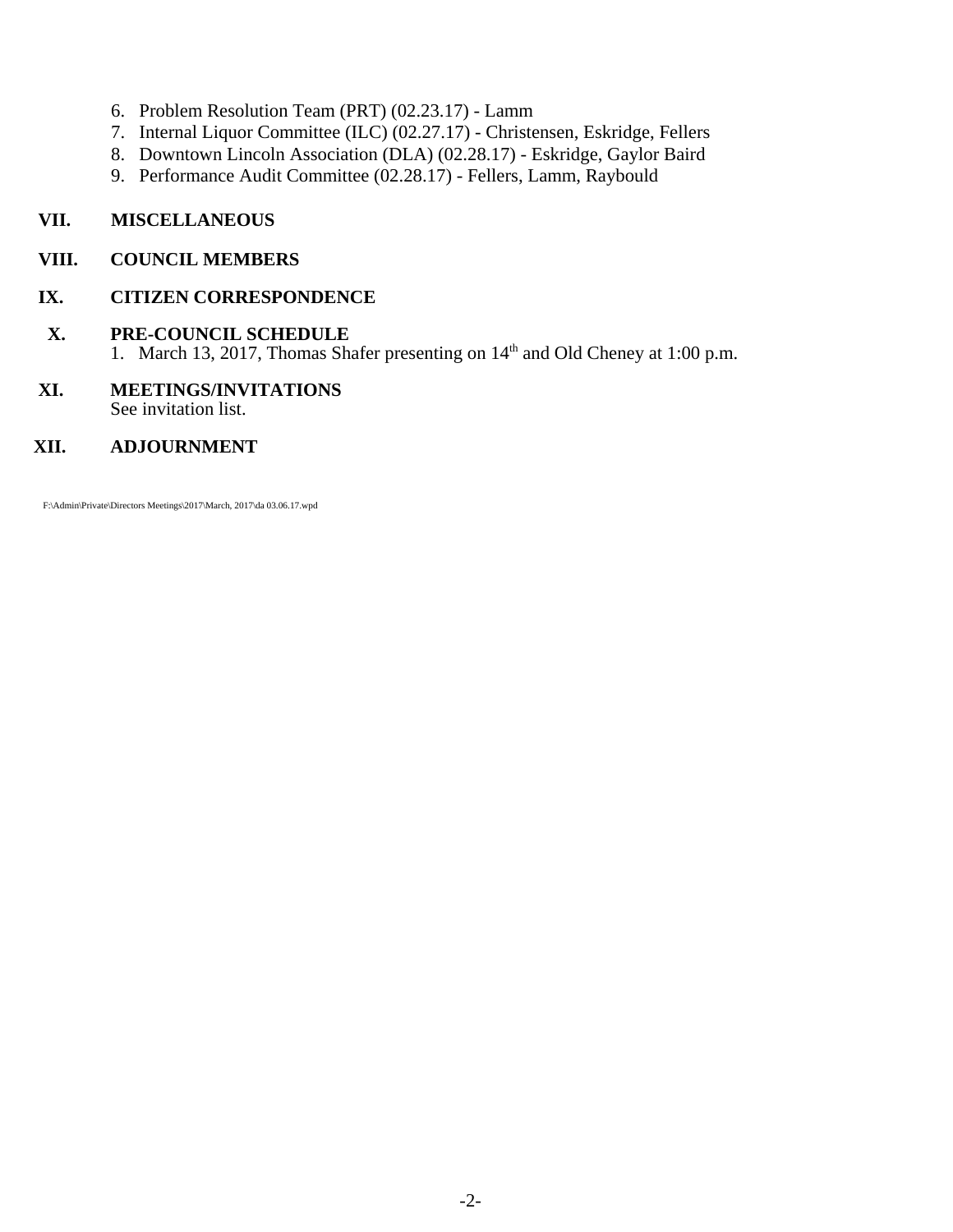6. Problem Resolution Team (PRT) (02.23.17) - Lamm
7. Internal Liquor Committee (ILC) (02.27.17) - Christensen, Eskridge, Fellers
8. Downtown Lincoln Association (DLA) (02.28.17) - Eskridge, Gaylor Baird
9. Performance Audit Committee (02.28.17) - Fellers, Lamm, Raybould

**VII. MISCELLANEOUS**

**VIII. COUNCIL MEMBERS**

**IX. CITIZEN CORRESPONDENCE**

**X. PRE-COUNCIL SCHEDULE**

1. March 13, 2017, Thomas Shafer presenting on 14th and Old Cheney at 1:00 p.m.

**XI. MEETINGS/INVITATIONS**

See invitation list.

**XII. ADJOURNMENT**

F:\Admin\Private\Directors Meetings\2017\March, 2017\da 03.06.17.wpd